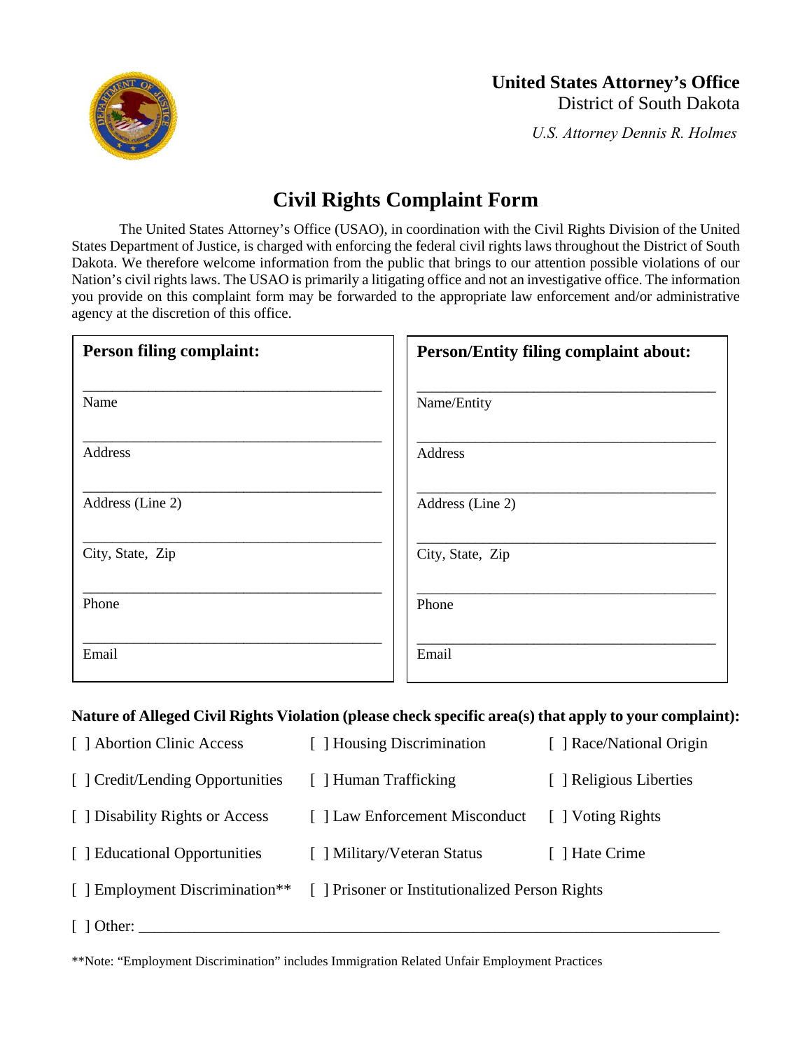**United States Attorney's Office**
District of South Dakota

*U.S. Attorney Dennis R. Holmes*

# Civil Rights Complaint Form

The United States Attorney's Office (USAO), in coordination with the Civil Rights Division of the United States Department of Justice, is charged with enforcing the federal civil rights laws throughout the District of South Dakota. We therefore welcome information from the public that brings to our attention possible violations of our Nation's civil rights laws. The USAO is primarily a litigating office and not an investigative office. The information you provide on this complaint form may be forwarded to the appropriate law enforcement and/or administrative agency at the discretion of this office.

| **Person filing complaint:** | **Person/Entity filing complaint about:** |
|---|---|
| ___________________________ | ___________________________ |
| Name | Name/Entity |
| ___________________________ | ___________________________ |
| Address | Address |
| ___________________________ | ___________________________ |
| Address (Line 2) | Address (Line 2) |
| ___________________________ | ___________________________ |
| City, State, Zip | City, State, Zip |
| ___________________________ | ___________________________ |
| Phone | Phone |
| ___________________________ | ___________________________ |
| Email | Email |

**Nature of Alleged Civil Rights Violation (please check specific area(s) that apply to your complaint):**

[ ] Abortion Clinic Access

[ ] Housing Discrimination

[ ] Race/National Origin

[ ] Credit/Lending Opportunities

[ ] Human Trafficking

[ ] Religious Liberties

[ ] Disability Rights or Access

[ ] Law Enforcement Misconduct

[ ] Voting Rights

[ ] Educational Opportunities

[ ] Military/Veteran Status

[ ] Hate Crime

[ ] Employment Discrimination**

[ ] Prisoner or Institutionalized Person Rights

[ ] Other: ______________________________________________

**Note: "Employment Discrimination" includes Immigration Related Unfair Employment Practices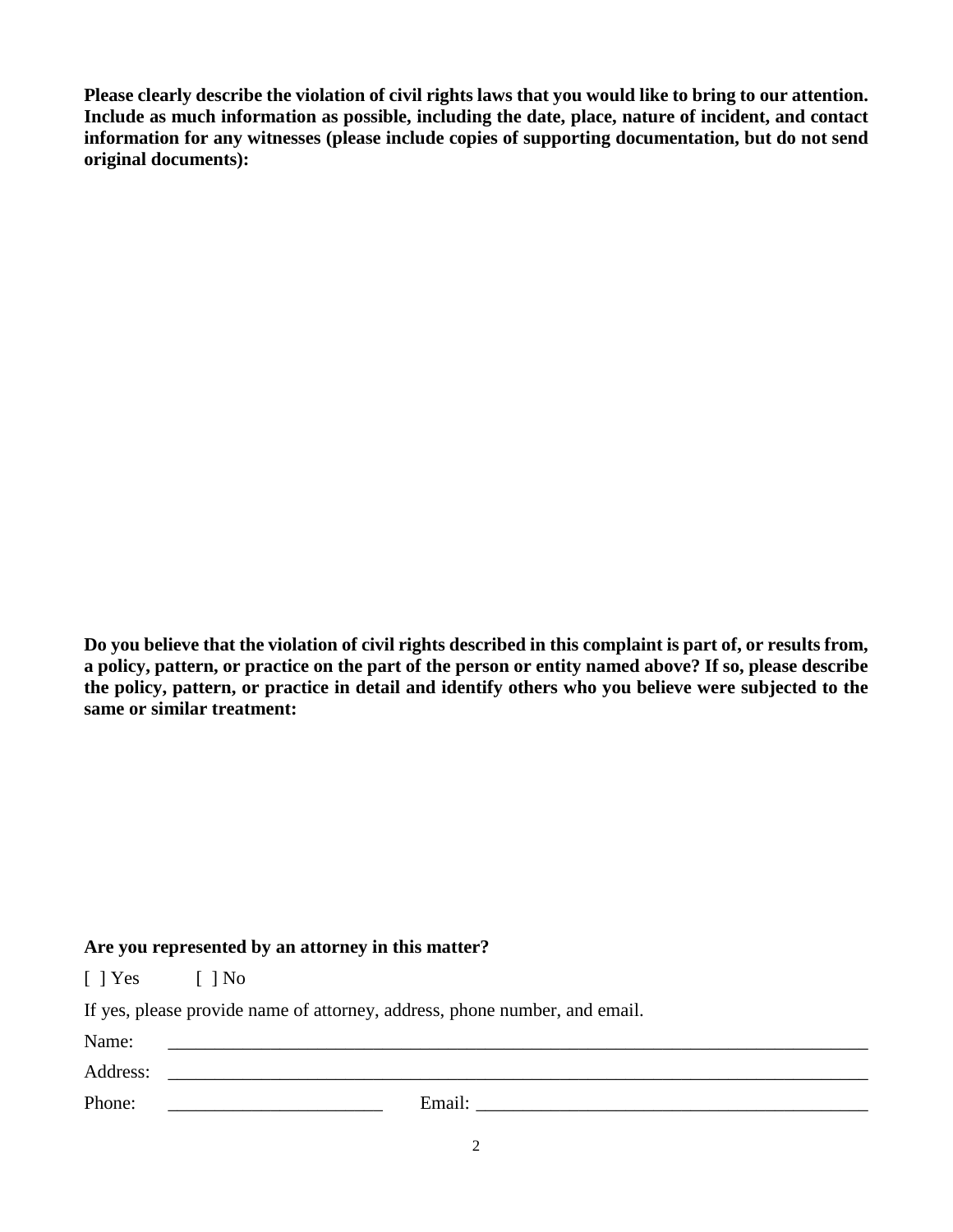**Please clearly describe the violation of civil rights laws that you would like to bring to our attention. Include as much information as possible, including the date, place, nature of incident, and contact information for any witnesses (please include copies of supporting documentation, but do not send original documents):**

**Do you believe that the violation of civil rights described in this complaint is part of, or results from, a policy, pattern, or practice on the part of the person or entity named above? If so, please describe the policy, pattern, or practice in detail and identify others who you believe were subjected to the same or similar treatment:**

**Are you represented by an attorney in this matter?**

[ ] Yes [ ] No

If yes, please provide name of attorney, address, phone number, and email.

Name: ____________________________________________________________________________

Address: __________________________________________________________________________

Phone: ________________________ Email: ________________________________________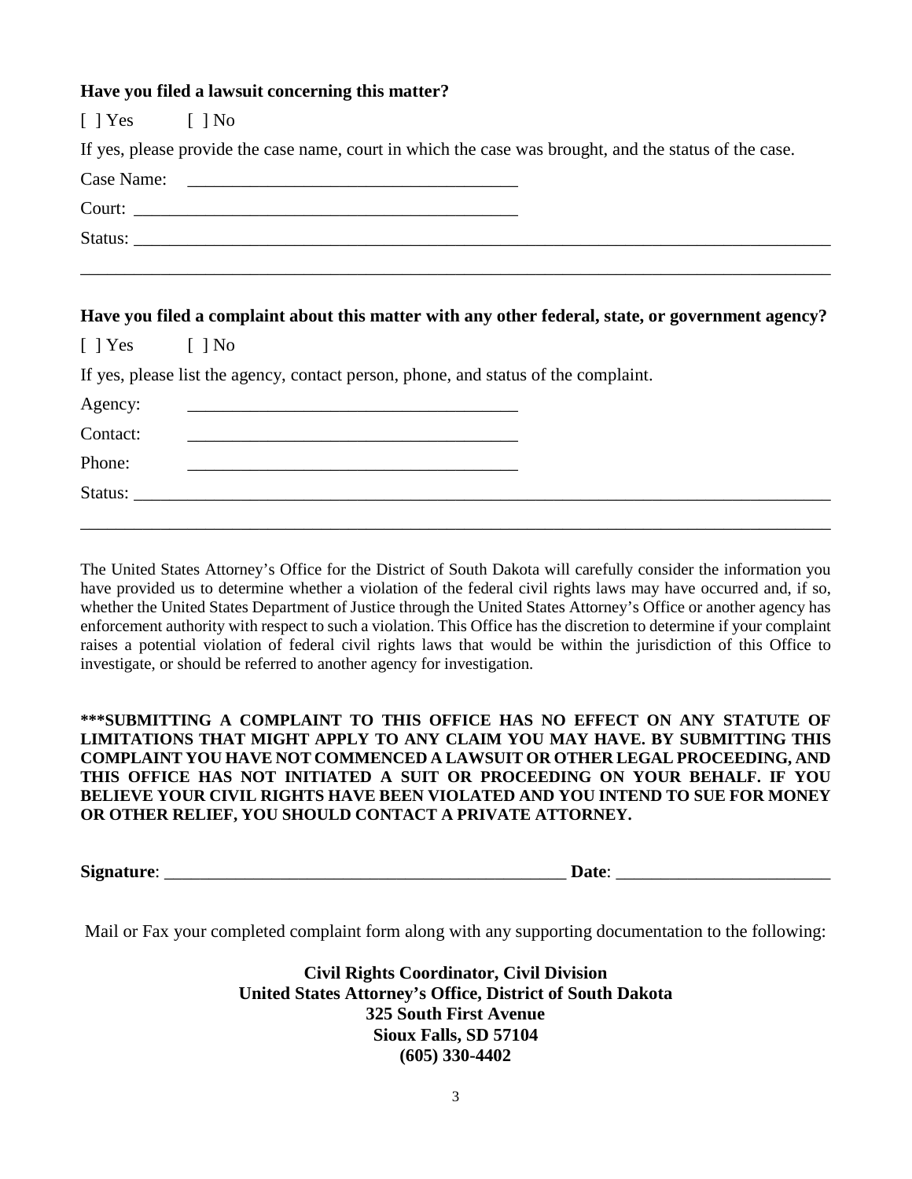**Have you filed a lawsuit concerning this matter?**

[ ] Yes [ ] No

If yes, please provide the case name, court in which the case was brought, and the status of the case.

Case Name: ____________________________________

Court: ____________________________________________

Status: ___________________________________________________________________________________

_____________________________________________________________________________________________

**Have you filed a complaint about this matter with any other federal, state, or government agency?**

[ ] Yes [ ] No

If yes, please list the agency, contact person, phone, and status of the complaint.

Agency: ____________________________________

Contact: ____________________________________

Phone: ____________________________________

Status: ___________________________________________________________________________________

_____________________________________________________________________________________________

The United States Attorney's Office for the District of South Dakota will carefully consider the information you have provided us to determine whether a violation of the federal civil rights laws may have occurred and, if so, whether the United States Department of Justice through the United States Attorney's Office or another agency has enforcement authority with respect to such a violation. This Office has the discretion to determine if your complaint raises a potential violation of federal civil rights laws that would be within the jurisdiction of this Office to investigate, or should be referred to another agency for investigation.

**\*\*\*SUBMITTING A COMPLAINT TO THIS OFFICE HAS NO EFFECT ON ANY STATUTE OF LIMITATIONS THAT MIGHT APPLY TO ANY CLAIM YOU MAY HAVE. BY SUBMITTING THIS COMPLAINT YOU HAVE NOT COMMENCED A LAWSUIT OR OTHER LEGAL PROCEEDING, AND THIS OFFICE HAS NOT INITIATED A SUIT OR PROCEEDING ON YOUR BEHALF. IF YOU BELIEVE YOUR CIVIL RIGHTS HAVE BEEN VIOLATED AND YOU INTEND TO SUE FOR MONEY OR OTHER RELIEF, YOU SHOULD CONTACT A PRIVATE ATTORNEY.**

**Signature**: _______________________________________________ **Date**: ________________________

Mail or Fax your completed complaint form along with any supporting documentation to the following:

**Civil Rights Coordinator, Civil Division**
**United States Attorney's Office, District of South Dakota**
**325 South First Avenue**
**Sioux Falls, SD 57104**
**(605) 330-4402**